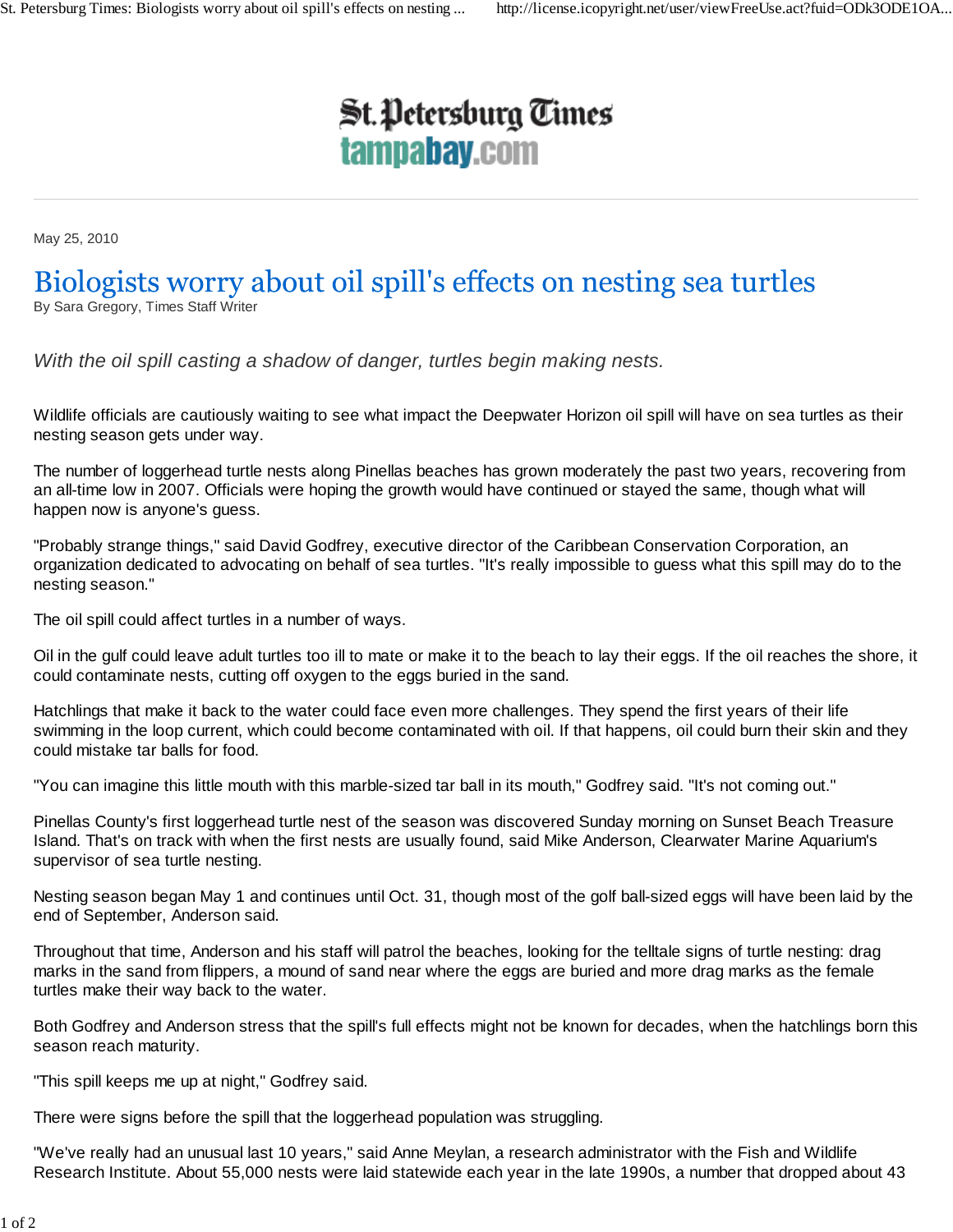St. Petersburg Times
tampabay.com

May 25, 2010

# Biologists worry about oil spill's effects on nesting sea turtles

By Sara Gregory, Times Staff Writer

*With the oil spill casting a shadow of danger, turtles begin making nests.*

Wildlife officials are cautiously waiting to see what impact the Deepwater Horizon oil spill will have on sea turtles as their nesting season gets under way.

The number of loggerhead turtle nests along Pinellas beaches has grown moderately the past two years, recovering from an all-time low in 2007. Officials were hoping the growth would have continued or stayed the same, though what will happen now is anyone's guess.

"Probably strange things," said David Godfrey, executive director of the Caribbean Conservation Corporation, an organization dedicated to advocating on behalf of sea turtles. "It's really impossible to guess what this spill may do to the nesting season."

The oil spill could affect turtles in a number of ways.

Oil in the gulf could leave adult turtles too ill to mate or make it to the beach to lay their eggs. If the oil reaches the shore, it could contaminate nests, cutting off oxygen to the eggs buried in the sand.

Hatchlings that make it back to the water could face even more challenges. They spend the first years of their life swimming in the loop current, which could become contaminated with oil. If that happens, oil could burn their skin and they could mistake tar balls for food.

"You can imagine this little mouth with this marble-sized tar ball in its mouth," Godfrey said. "It's not coming out."

Pinellas County's first loggerhead turtle nest of the season was discovered Sunday morning on Sunset Beach Treasure Island. That's on track with when the first nests are usually found, said Mike Anderson, Clearwater Marine Aquarium's supervisor of sea turtle nesting.

Nesting season began May 1 and continues until Oct. 31, though most of the golf ball-sized eggs will have been laid by the end of September, Anderson said.

Throughout that time, Anderson and his staff will patrol the beaches, looking for the telltale signs of turtle nesting: drag marks in the sand from flippers, a mound of sand near where the eggs are buried and more drag marks as the female turtles make their way back to the water.

Both Godfrey and Anderson stress that the spill's full effects might not be known for decades, when the hatchlings born this season reach maturity.

"This spill keeps me up at night," Godfrey said.

There were signs before the spill that the loggerhead population was struggling.

"We've really had an unusual last 10 years," said Anne Meylan, a research administrator with the Fish and Wildlife Research Institute. About 55,000 nests were laid statewide each year in the late 1990s, a number that dropped about 43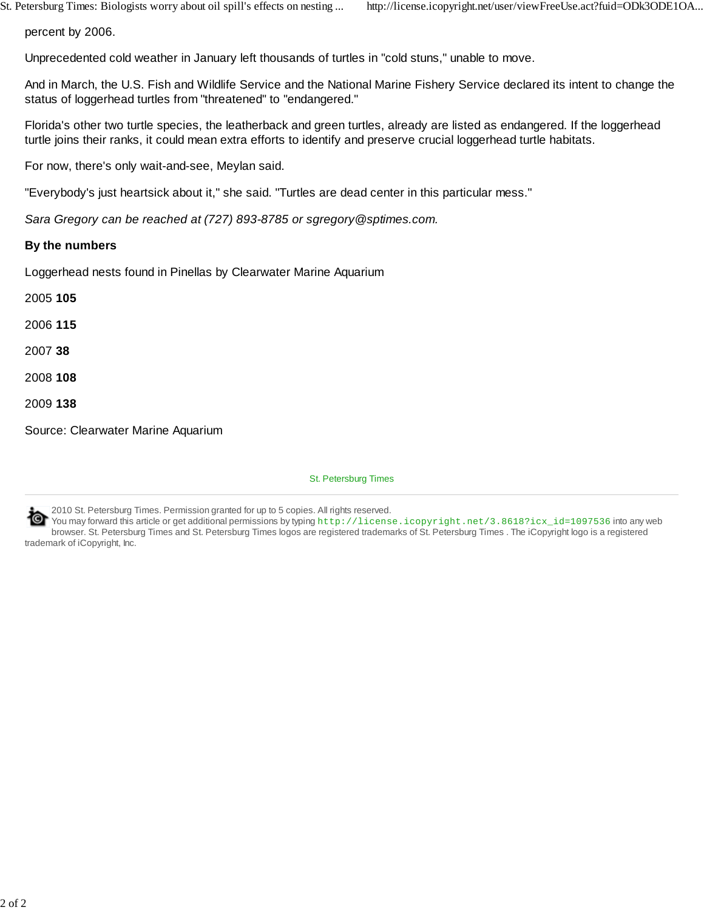percent by 2006.

Unprecedented cold weather in January left thousands of turtles in "cold stuns," unable to move.

And in March, the U.S. Fish and Wildlife Service and the National Marine Fishery Service declared its intent to change the status of loggerhead turtles from "threatened" to "endangered."

Florida's other two turtle species, the leatherback and green turtles, already are listed as endangered. If the loggerhead turtle joins their ranks, it could mean extra efforts to identify and preserve crucial loggerhead turtle habitats.

For now, there's only wait-and-see, Meylan said.

"Everybody's just heartsick about it," she said. "Turtles are dead center in this particular mess."

*Sara Gregory can be reached at (727) 893-8785 or sgregory@sptimes.com.*

**By the numbers**

Loggerhead nests found in Pinellas by Clearwater Marine Aquarium

2005 **105**

2006 **115**

2007 **38**

2008 **108**

2009 **138**

Source: Clearwater Marine Aquarium

St. Petersburg Times

2010 St. Petersburg Times. Permission granted for up to 5 copies. All rights reserved.
You may forward this article or get additional permissions by typing http://license.icopyright.net/3.8618?icx_id=1097536 into any web browser. St. Petersburg Times and St. Petersburg Times logos are registered trademarks of St. Petersburg Times . The iCopyright logo is a registered trademark of iCopyright, Inc.